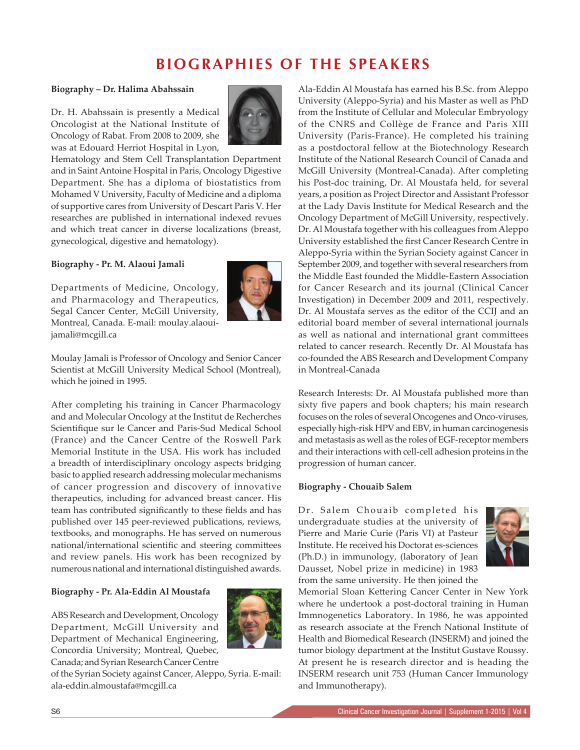# BIOGRAPHIES OF THE SPEAKERS

**Biography – Dr. Halima Abahssain**

Dr. H. Abahssain is presently a Medical Oncologist at the National Institute of Oncology of Rabat. From 2008 to 2009, she was at Edouard Herriot Hospital in Lyon, Hematology and Stem Cell Transplantation Department and in Saint Antoine Hospital in Paris, Oncology Digestive Department. She has a diploma of biostatistics from Mohamed V University, Faculty of Medicine and a diploma of supportive cares from University of Descart Paris V. Her researches are published in international indexed revues and which treat cancer in diverse localizations (breast, gynecological, digestive and hematology).

**Biography - Pr. M. Alaoui Jamali**

Departments of Medicine, Oncology, and Pharmacology and Therapeutics, Segal Cancer Center, McGill University, Montreal, Canada. E-mail: moulay.alaoui-jamali@mcgill.ca

Moulay Jamali is Professor of Oncology and Senior Cancer Scientist at McGill University Medical School (Montreal), which he joined in 1995.

After completing his training in Cancer Pharmacology and and Molecular Oncology at the Institut de Recherches Scientifique sur le Cancer and Paris-Sud Medical School (France) and the Cancer Centre of the Roswell Park Memorial Institute in the USA. His work has included a breadth of interdisciplinary oncology aspects bridging basic to applied research addressing molecular mechanisms of cancer progression and discovery of innovative therapeutics, including for advanced breast cancer. His team has contributed significantly to these fields and has published over 145 peer-reviewed publications, reviews, textbooks, and monographs. He has served on numerous national/international scientific and steering committees and review panels. His work has been recognized by numerous national and international distinguished awards.

**Biography - Pr. Ala-Eddin Al Moustafa**

ABS Research and Development, Oncology Department, McGill University and Department of Mechanical Engineering, Concordia University; Montreal, Quebec, Canada; and Syrian Research Cancer Centre of the Syrian Society against Cancer, Aleppo, Syria. E-mail: ala-eddin.almoustafa@mcgill.ca

Ala-Eddin Al Moustafa has earned his B.Sc. from Aleppo University (Aleppo-Syria) and his Master as well as PhD from the Institute of Cellular and Molecular Embryology of the CNRS and Collège de France and Paris XIII University (Paris-France). He completed his training as a postdoctoral fellow at the Biotechnology Research Institute of the National Research Council of Canada and McGill University (Montreal-Canada). After completing his Post-doc training, Dr. Al Moustafa held, for several years, a position as Project Director and Assistant Professor at the Lady Davis Institute for Medical Research and the Oncology Department of McGill University, respectively. Dr. Al Moustafa together with his colleagues from Aleppo University established the first Cancer Research Centre in Aleppo-Syria within the Syrian Society against Cancer in September 2009, and together with several researchers from the Middle East founded the Middle-Eastern Association for Cancer Research and its journal (Clinical Cancer Investigation) in December 2009 and 2011, respectively. Dr. Al Moustafa serves as the editor of the CCIJ and an editorial board member of several international journals as well as national and international grant committees related to cancer research. Recently Dr. Al Moustafa has co-founded the ABS Research and Development Company in Montreal-Canada

Research Interests: Dr. Al Moustafa published more than sixty five papers and book chapters; his main research focuses on the roles of several Oncogenes and Onco-viruses, especially high-risk HPV and EBV, in human carcinogenesis and metastasis as well as the roles of EGF-receptor members and their interactions with cell-cell adhesion proteins in the progression of human cancer.

**Biography - Chouaib Salem**

Dr. Salem Chouaib completed his undergraduate studies at the university of Pierre and Marie Curie (Paris VI) at Pasteur Institute. He received his Doctorat es-sciences (Ph.D.) in immunology, (laboratory of Jean Dausset, Nobel prize in medicine) in 1983 from the same university. He then joined the Memorial Sloan Kettering Cancer Center in New York where he undertook a post-doctoral training in Human Immnogenetics Laboratory. In 1986, he was appointed as research associate at the French National Institute of Health and Biomedical Research (INSERM) and joined the tumor biology department at the Institut Gustave Roussy. At present he is research director and is heading the INSERM research unit 753 (Human Cancer Immunology and Immunotherapy).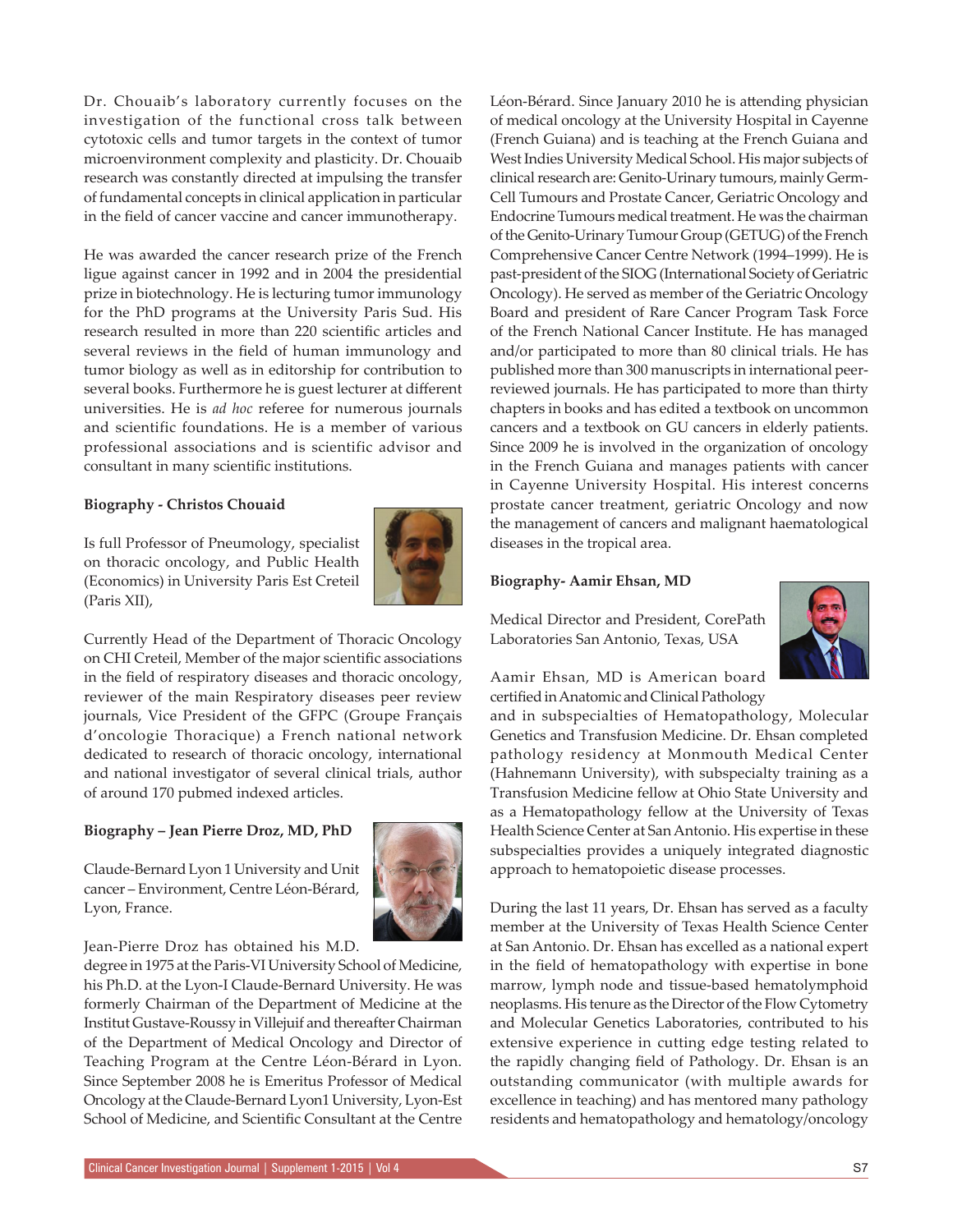Dr. Chouaib's laboratory currently focuses on the investigation of the functional cross talk between cytotoxic cells and tumor targets in the context of tumor microenvironment complexity and plasticity. Dr. Chouaib research was constantly directed at impulsing the transfer of fundamental concepts in clinical application in particular in the field of cancer vaccine and cancer immunotherapy.

He was awarded the cancer research prize of the French ligue against cancer in 1992 and in 2004 the presidential prize in biotechnology. He is lecturing tumor immunology for the PhD programs at the University Paris Sud. His research resulted in more than 220 scientific articles and several reviews in the field of human immunology and tumor biology as well as in editorship for contribution to several books. Furthermore he is guest lecturer at different universities. He is *ad hoc* referee for numerous journals and scientific foundations. He is a member of various professional associations and is scientific advisor and consultant in many scientific institutions.

**Biography - Christos Chouaid**

Is full Professor of Pneumology, specialist on thoracic oncology, and Public Health (Economics) in University Paris Est Creteil (Paris XII),

Currently Head of the Department of Thoracic Oncology on CHI Creteil, Member of the major scientific associations in the field of respiratory diseases and thoracic oncology, reviewer of the main Respiratory diseases peer review journals, Vice President of the GFPC (Groupe Français d'oncologie Thoracique) a French national network dedicated to research of thoracic oncology, international and national investigator of several clinical trials, author of around 170 pubmed indexed articles.

**Biography – Jean Pierre Droz, MD, PhD**

Claude-Bernard Lyon 1 University and Unit cancer – Environment, Centre Léon-Bérard, Lyon, France.

Jean-Pierre Droz has obtained his M.D. degree in 1975 at the Paris-VI University School of Medicine, his Ph.D. at the Lyon-I Claude-Bernard University. He was formerly Chairman of the Department of Medicine at the Institut Gustave-Roussy in Villejuif and thereafter Chairman of the Department of Medical Oncology and Director of Teaching Program at the Centre Léon-Bérard in Lyon. Since September 2008 he is Emeritus Professor of Medical Oncology at the Claude-Bernard Lyon1 University, Lyon-Est School of Medicine, and Scientific Consultant at the Centre Léon-Bérard. Since January 2010 he is attending physician of medical oncology at the University Hospital in Cayenne (French Guiana) and is teaching at the French Guiana and West Indies University Medical School. His major subjects of clinical research are: Genito-Urinary tumours, mainly Germ-Cell Tumours and Prostate Cancer, Geriatric Oncology and Endocrine Tumours medical treatment. He was the chairman of the Genito-Urinary Tumour Group (GETUG) of the French Comprehensive Cancer Centre Network (1994–1999). He is past-president of the SIOG (International Society of Geriatric Oncology). He served as member of the Geriatric Oncology Board and president of Rare Cancer Program Task Force of the French National Cancer Institute. He has managed and/or participated to more than 80 clinical trials. He has published more than 300 manuscripts in international peer-reviewed journals. He has participated to more than thirty chapters in books and has edited a textbook on uncommon cancers and a textbook on GU cancers in elderly patients. Since 2009 he is involved in the organization of oncology in the French Guiana and manages patients with cancer in Cayenne University Hospital. His interest concerns prostate cancer treatment, geriatric Oncology and now the management of cancers and malignant haematological diseases in the tropical area.

**Biography- Aamir Ehsan, MD**

Medical Director and President, CorePath Laboratories San Antonio, Texas, USA

Aamir Ehsan, MD is American board certified in Anatomic and Clinical Pathology and in subspecialties of Hematopathology, Molecular Genetics and Transfusion Medicine. Dr. Ehsan completed pathology residency at Monmouth Medical Center (Hahnemann University), with subspecialty training as a Transfusion Medicine fellow at Ohio State University and as a Hematopathology fellow at the University of Texas Health Science Center at San Antonio. His expertise in these subspecialties provides a uniquely integrated diagnostic approach to hematopoietic disease processes.

During the last 11 years, Dr. Ehsan has served as a faculty member at the University of Texas Health Science Center at San Antonio. Dr. Ehsan has excelled as a national expert in the field of hematopathology with expertise in bone marrow, lymph node and tissue-based hematolymphoid neoplasms. His tenure as the Director of the Flow Cytometry and Molecular Genetics Laboratories, contributed to his extensive experience in cutting edge testing related to the rapidly changing field of Pathology. Dr. Ehsan is an outstanding communicator (with multiple awards for excellence in teaching) and has mentored many pathology residents and hematopathology and hematology/oncology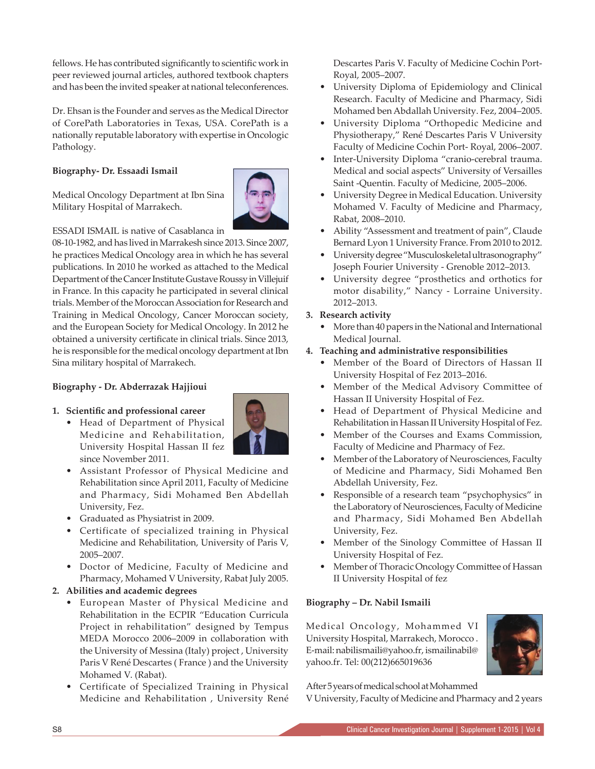fellows. He has contributed significantly to scientific work in peer reviewed journal articles, authored textbook chapters and has been the invited speaker at national teleconferences.

Dr. Ehsan is the Founder and serves as the Medical Director of CorePath Laboratories in Texas, USA. CorePath is a nationally reputable laboratory with expertise in Oncologic Pathology.

**Biography- Dr. Essaadi Ismail**

Medical Oncology Department at Ibn Sina Military Hospital of Marrakech.

ESSADI ISMAIL is native of Casablanca in 08-10-1982, and has lived in Marrakesh since 2013. Since 2007, he practices Medical Oncology area in which he has several publications. In 2010 he worked as attached to the Medical Department of the Cancer Institute Gustave Roussy in Villejuif in France. In this capacity he participated in several clinical trials. Member of the Moroccan Association for Research and Training in Medical Oncology, Cancer Moroccan society, and the European Society for Medical Oncology. In 2012 he obtained a university certificate in clinical trials. Since 2013, he is responsible for the medical oncology department at Ibn Sina military hospital of Marrakech.

**Biography - Dr. Abderrazak Hajjioui**

1. **Scientific and professional career**
   - Head of Department of Physical Medicine and Rehabilitation, University Hospital Hassan II fez since November 2011.
   - Assistant Professor of Physical Medicine and Rehabilitation since April 2011, Faculty of Medicine and Pharmacy, Sidi Mohamed Ben Abdellah University, Fez.
   - Graduated as Physiatrist in 2009.
   - Certificate of specialized training in Physical Medicine and Rehabilitation, University of Paris V, 2005–2007.
   - Doctor of Medicine, Faculty of Medicine and Pharmacy, Mohamed V University, Rabat July 2005.
2. **Abilities and academic degrees**
   - European Master of Physical Medicine and Rehabilitation in the ECPIR "Education Curricula Project in rehabilitation" designed by Tempus MEDA Morocco 2006–2009 in collaboration with the University of Messina (Italy) project , University Paris V René Descartes ( France ) and the University Mohamed V. (Rabat).
   - Certificate of Specialized Training in Physical Medicine and Rehabilitation , University René Descartes Paris V. Faculty of Medicine Cochin Port-Royal, 2005–2007.
   - University Diploma of Epidemiology and Clinical Research. Faculty of Medicine and Pharmacy, Sidi Mohamed ben Abdallah University. Fez, 2004–2005.
   - University Diploma "Orthopedic Medicine and Physiotherapy," René Descartes Paris V University Faculty of Medicine Cochin Port- Royal, 2006–2007.
   - Inter-University Diploma "cranio-cerebral trauma. Medical and social aspects" University of Versailles Saint -Quentin. Faculty of Medicine, 2005–2006.
   - University Degree in Medical Education. University Mohamed V. Faculty of Medicine and Pharmacy, Rabat, 2008–2010.
   - Ability "Assessment and treatment of pain", Claude Bernard Lyon 1 University France. From 2010 to 2012.
   - University degree "Musculoskeletal ultrasonography" Joseph Fourier University - Grenoble 2012–2013.
   - University degree "prosthetics and orthotics for motor disability," Nancy - Lorraine University. 2012–2013.
3. **Research activity**
   - More than 40 papers in the National and International Medical Journal.
4. **Teaching and administrative responsibilities**
   - Member of the Board of Directors of Hassan II University Hospital of Fez 2013–2016.
   - Member of the Medical Advisory Committee of Hassan II University Hospital of Fez.
   - Head of Department of Physical Medicine and Rehabilitation in Hassan II University Hospital of Fez.
   - Member of the Courses and Exams Commission, Faculty of Medicine and Pharmacy of Fez.
   - Member of the Laboratory of Neurosciences, Faculty of Medicine and Pharmacy, Sidi Mohamed Ben Abdellah University, Fez.
   - Responsible of a research team "psychophysics" in the Laboratory of Neurosciences, Faculty of Medicine and Pharmacy, Sidi Mohamed Ben Abdellah University, Fez.
   - Member of the Sinology Committee of Hassan II University Hospital of Fez.
   - Member of Thoracic Oncology Committee of Hassan II University Hospital of fez

**Biography – Dr. Nabil Ismaili**

Medical Oncology, Mohammed VI University Hospital, Marrakech, Morocco . E-mail: nabilismaili@yahoo.fr, ismailinabil@yahoo.fr. Tel: 00(212)665019636

After 5 years of medical school at Mohammed V University, Faculty of Medicine and Pharmacy and 2 years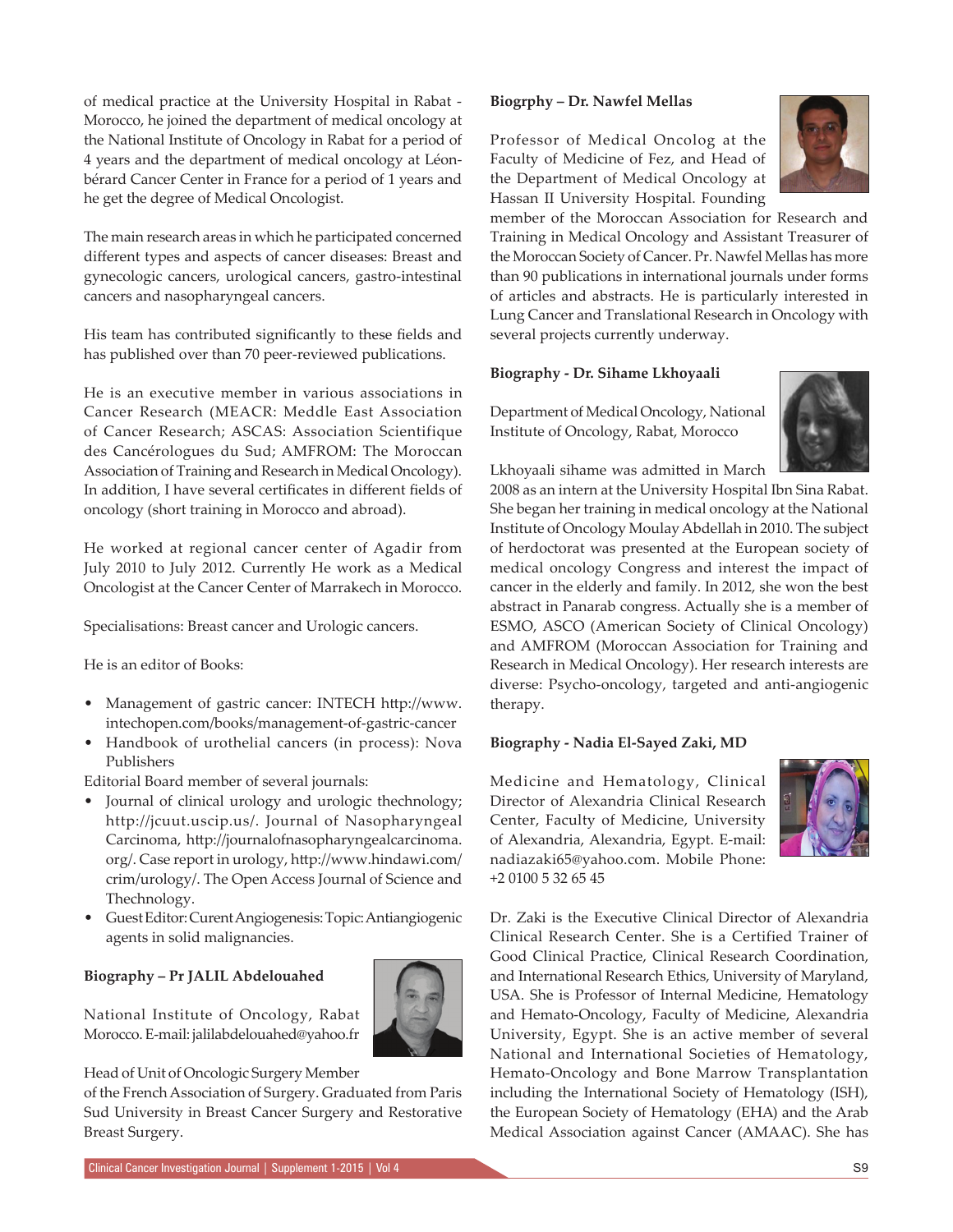of medical practice at the University Hospital in Rabat - Morocco, he joined the department of medical oncology at the National Institute of Oncology in Rabat for a period of 4 years and the department of medical oncology at Léon-bérard Cancer Center in France for a period of 1 years and he get the degree of Medical Oncologist.

The main research areas in which he participated concerned different types and aspects of cancer diseases: Breast and gynecologic cancers, urological cancers, gastro-intestinal cancers and nasopharyngeal cancers.

His team has contributed significantly to these fields and has published over than 70 peer-reviewed publications.

He is an executive member in various associations in Cancer Research (MEACR: Meddle East Association of Cancer Research; ASCAS: Association Scientifique des Cancérologues du Sud; AMFROM: The Moroccan Association of Training and Research in Medical Oncology). In addition, I have several certificates in different fields of oncology (short training in Morocco and abroad).

He worked at regional cancer center of Agadir from July 2010 to July 2012. Currently He work as a Medical Oncologist at the Cancer Center of Marrakech in Morocco.

Specialisations: Breast cancer and Urologic cancers.

He is an editor of Books:

- Management of gastric cancer: INTECH http://www.intechopen.com/books/management-of-gastric-cancer
- Handbook of urothelial cancers (in process): Nova Publishers

Editorial Board member of several journals:

- Journal of clinical urology and urologic thechnology; http://jcuut.uscip.us/. Journal of Nasopharyngeal Carcinoma, http://journalofnasopharyngealcarcinoma.org/. Case report in urology, http://www.hindawi.com/crim/urology/. The Open Access Journal of Science and Thechnology.
- Guest Editor: Curent Angiogenesis: Topic: Antiangiogenic agents in solid malignancies.

**Biography – Pr JALIL Abdelouahed**

National Institute of Oncology, Rabat Morocco. E-mail: jalilabdelouahed@yahoo.fr

Head of Unit of Oncologic Surgery Member of the French Association of Surgery. Graduated from Paris Sud University in Breast Cancer Surgery and Restorative Breast Surgery.

**Biogrphy – Dr. Nawfel Mellas**

Professor of Medical Oncolog at the Faculty of Medicine of Fez, and Head of the Department of Medical Oncology at Hassan II University Hospital. Founding member of the Moroccan Association for Research and Training in Medical Oncology and Assistant Treasurer of the Moroccan Society of Cancer. Pr. Nawfel Mellas has more than 90 publications in international journals under forms of articles and abstracts. He is particularly interested in Lung Cancer and Translational Research in Oncology with several projects currently underway.

**Biography - Dr. Sihame Lkhoyaali**

Department of Medical Oncology, National Institute of Oncology, Rabat, Morocco

Lkhoyaali sihame was admitted in March 2008 as an intern at the University Hospital Ibn Sina Rabat. She began her training in medical oncology at the National Institute of Oncology Moulay Abdellah in 2010. The subject of herdoctorat was presented at the European society of medical oncology Congress and interest the impact of cancer in the elderly and family. In 2012, she won the best abstract in Panarab congress. Actually she is a member of ESMO, ASCO (American Society of Clinical Oncology) and AMFROM (Moroccan Association for Training and Research in Medical Oncology). Her research interests are diverse: Psycho-oncology, targeted and anti-angiogenic therapy.

**Biography - Nadia El-Sayed Zaki, MD**

Medicine and Hematology, Clinical Director of Alexandria Clinical Research Center, Faculty of Medicine, University of Alexandria, Alexandria, Egypt. E-mail: nadiazaki65@yahoo.com. Mobile Phone: +2 0100 5 32 65 45

Dr. Zaki is the Executive Clinical Director of Alexandria Clinical Research Center. She is a Certified Trainer of Good Clinical Practice, Clinical Research Coordination, and International Research Ethics, University of Maryland, USA. She is Professor of Internal Medicine, Hematology and Hemato-Oncology, Faculty of Medicine, Alexandria University, Egypt. She is an active member of several National and International Societies of Hematology, Hemato-Oncology and Bone Marrow Transplantation including the International Society of Hematology (ISH), the European Society of Hematology (EHA) and the Arab Medical Association against Cancer (AMAAC). She has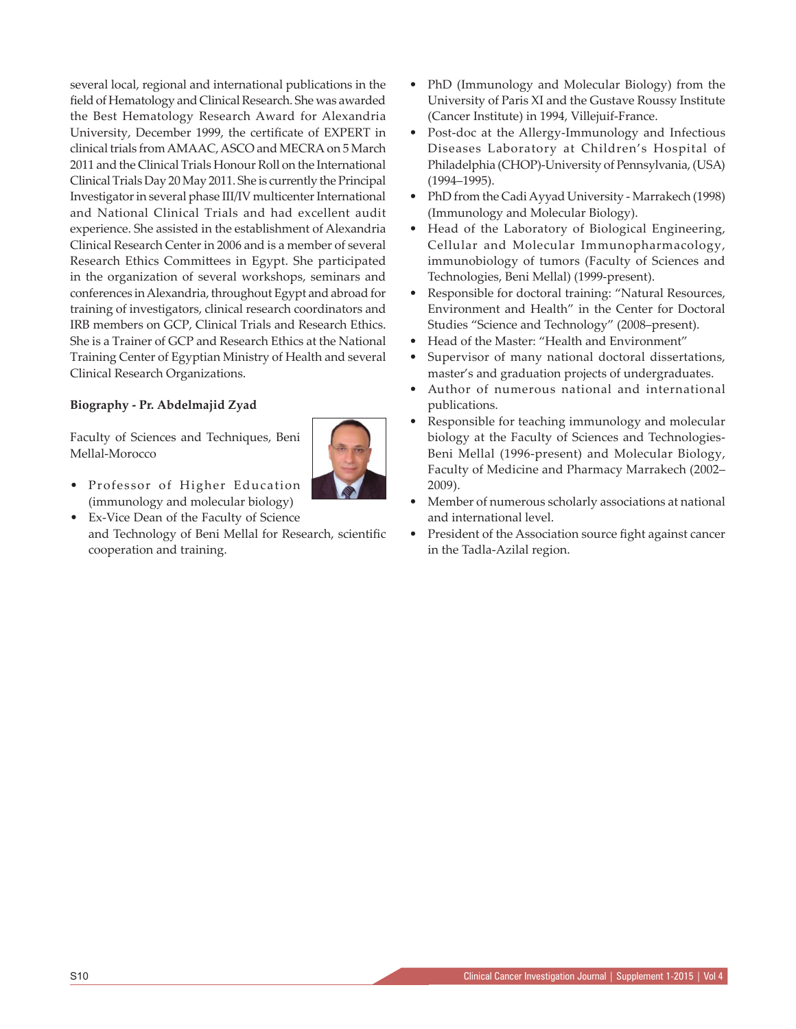several local, regional and international publications in the field of Hematology and Clinical Research. She was awarded the Best Hematology Research Award for Alexandria University, December 1999, the certificate of EXPERT in clinical trials from AMAAC, ASCO and MECRA on 5 March 2011 and the Clinical Trials Honour Roll on the International Clinical Trials Day 20 May 2011. She is currently the Principal Investigator in several phase III/IV multicenter International and National Clinical Trials and had excellent audit experience. She assisted in the establishment of Alexandria Clinical Research Center in 2006 and is a member of several Research Ethics Committees in Egypt. She participated in the organization of several workshops, seminars and conferences in Alexandria, throughout Egypt and abroad for training of investigators, clinical research coordinators and IRB members on GCP, Clinical Trials and Research Ethics. She is a Trainer of GCP and Research Ethics at the National Training Center of Egyptian Ministry of Health and several Clinical Research Organizations.

**Biography - Pr. Abdelmajid Zyad**

Faculty of Sciences and Techniques, Beni Mellal-Morocco

- Professor of Higher Education (immunology and molecular biology)
- Ex-Vice Dean of the Faculty of Science and Technology of Beni Mellal for Research, scientific cooperation and training.
- PhD (Immunology and Molecular Biology) from the University of Paris XI and the Gustave Roussy Institute (Cancer Institute) in 1994, Villejuif-France.
- Post-doc at the Allergy-Immunology and Infectious Diseases Laboratory at Children's Hospital of Philadelphia (CHOP)-University of Pennsylvania, (USA) (1994–1995).
- PhD from the Cadi Ayyad University - Marrakech (1998) (Immunology and Molecular Biology).
- Head of the Laboratory of Biological Engineering, Cellular and Molecular Immunopharmacology, immunobiology of tumors (Faculty of Sciences and Technologies, Beni Mellal) (1999-present).
- Responsible for doctoral training: "Natural Resources, Environment and Health" in the Center for Doctoral Studies "Science and Technology" (2008–present).
- Head of the Master: "Health and Environment"
- Supervisor of many national doctoral dissertations, master's and graduation projects of undergraduates.
- Author of numerous national and international publications.
- Responsible for teaching immunology and molecular biology at the Faculty of Sciences and Technologies-Beni Mellal (1996-present) and Molecular Biology, Faculty of Medicine and Pharmacy Marrakech (2002–2009).
- Member of numerous scholarly associations at national and international level.
- President of the Association source fight against cancer in the Tadla-Azilal region.